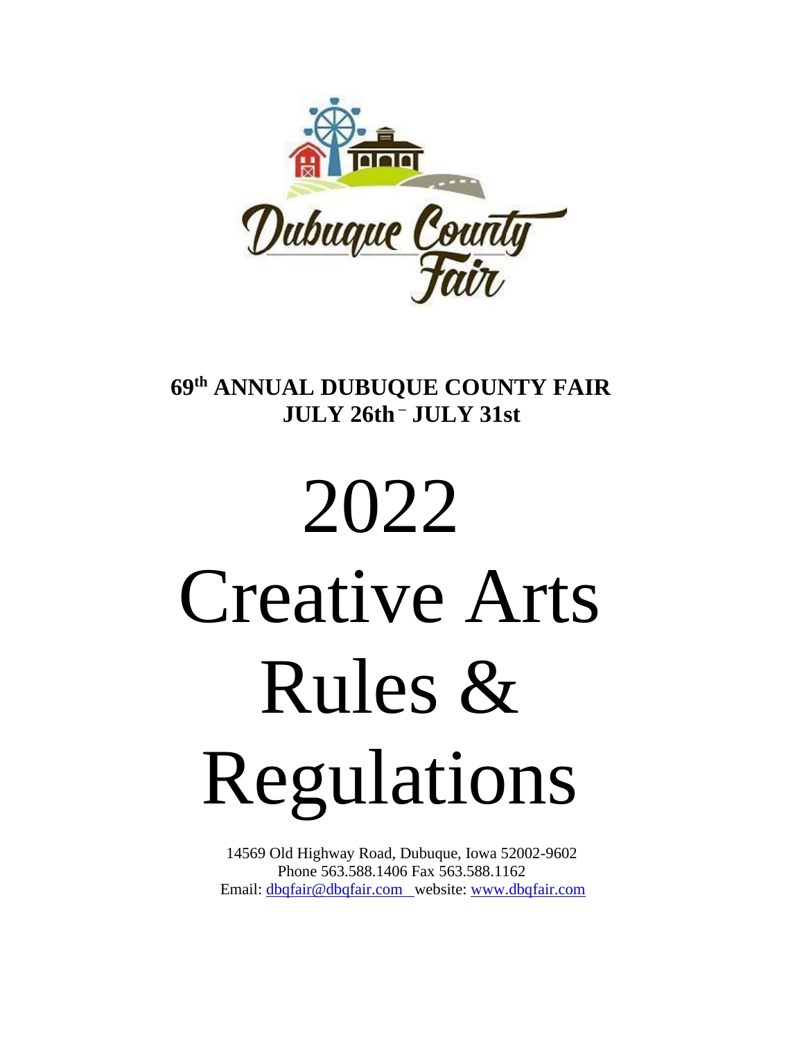**$69^{th}$ ANNUAL DUBUQUE COUNTY FAIR**
**JULY 26th – JULY 31st**

# 2022
# Creative Arts
# Rules &
# Regulations

14569 Old Highway Road, Dubuque, Iowa 52002-9602
Phone 563.588.1406 Fax 563.588.1162
Email: [dbqfair@dbqfair.com](mailto:dbqfair@dbqfair.com) website: [www.dbqfair.com](http://www.dbqfair.com)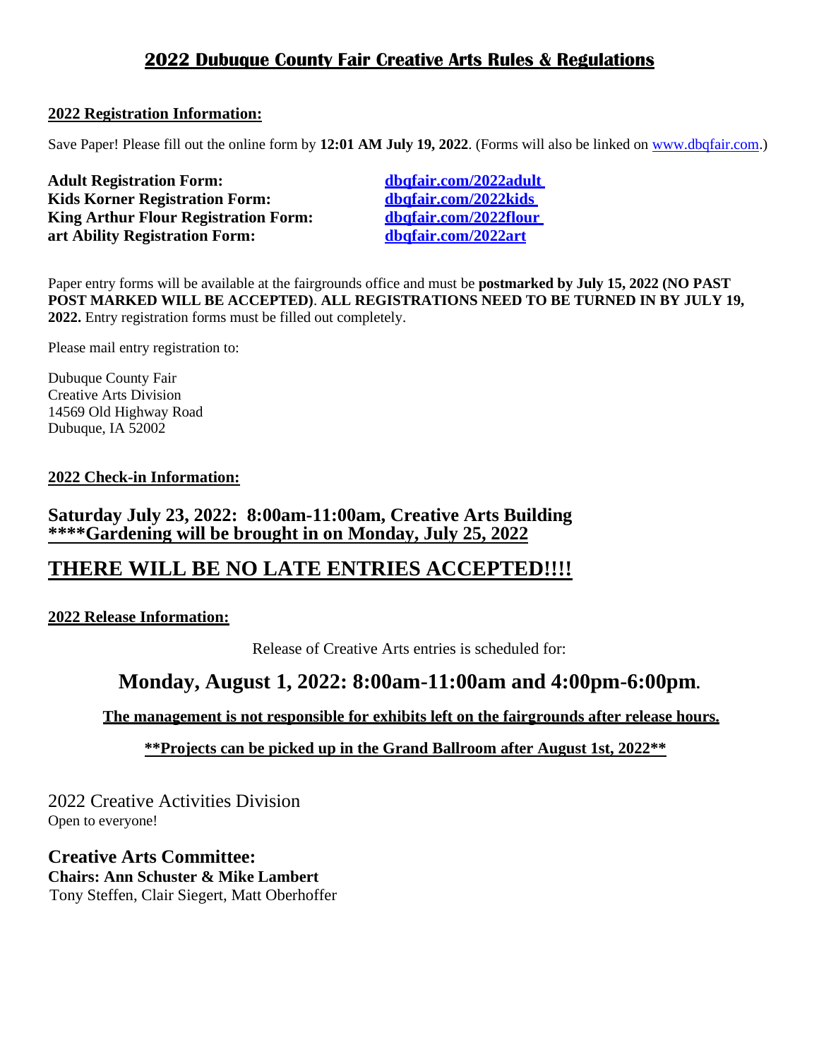# 2022 Dubuque County Fair Creative Arts Rules & Regulations

## 2022 Registration Information:

Save Paper! Please fill out the online form by **12:01 AM July 19, 2022**. (Forms will also be linked on www.dbqfair.com.)

**Adult Registration Form:** **dbqfair.com/2022adult**
**Kids Korner Registration Form:** **dbqfair.com/2022kids**
**King Arthur Flour Registration Form:** **dbqfair.com/2022flour**
**art Ability Registration Form:** **dbqfair.com/2022art**

Paper entry forms will be available at the fairgrounds office and must be **postmarked by July 15, 2022 (NO PAST POST MARKED WILL BE ACCEPTED)**. **ALL REGISTRATIONS NEED TO BE TURNED IN BY JULY 19, 2022.** Entry registration forms must be filled out completely.

Please mail entry registration to:

Dubuque County Fair
Creative Arts Division
14569 Old Highway Road
Dubuque, IA 52002

## 2022 Check-in Information:

### Saturday July 23, 2022: 8:00am-11:00am, Creative Arts Building
### ****Gardening will be brought in on Monday, July 25, 2022

## THERE WILL BE NO LATE ENTRIES ACCEPTED!!!!

## 2022 Release Information:

Release of Creative Arts entries is scheduled for:

## Monday, August 1, 2022: 8:00am-11:00am and 4:00pm-6:00pm.

**The management is not responsible for exhibits left on the fairgrounds after release hours.**

****Projects can be picked up in the Grand Ballroom after August 1st, 2022****

2022 Creative Activities Division
Open to everyone!

**Creative Arts Committee:**
**Chairs: Ann Schuster & Mike Lambert**
Tony Steffen, Clair Siegert, Matt Oberhoffer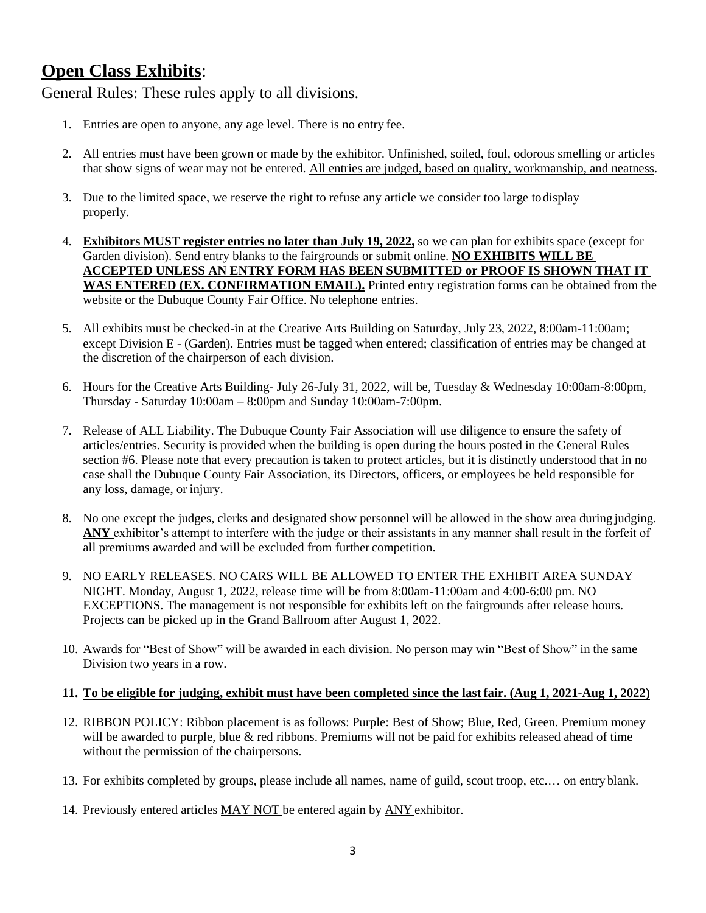## **Open Class Exhibits**:

General Rules: These rules apply to all divisions.

1. Entries are open to anyone, any age level. There is no entry fee.
2. All entries must have been grown or made by the exhibitor. Unfinished, soiled, foul, odorous smelling or articles that show signs of wear may not be entered. <u>All entries are judged, based on quality, workmanship, and neatness</u>.
3. Due to the limited space, we reserve the right to refuse any article we consider too large to display properly.
4. **<u>Exhibitors MUST register entries no later than July 19, 2022,</u>** so we can plan for exhibits space (except for Garden division). Send entry blanks to the fairgrounds or submit online. **<u>NO EXHIBITS WILL BE ACCEPTED UNLESS AN ENTRY FORM HAS BEEN SUBMITTED or PROOF IS SHOWN THAT IT WAS ENTERED (EX. CONFIRMATION EMAIL).</u>** Printed entry registration forms can be obtained from the website or the Dubuque County Fair Office. No telephone entries.
5. All exhibits must be checked-in at the Creative Arts Building on Saturday, July 23, 2022, 8:00am-11:00am; except Division E - (Garden). Entries must be tagged when entered; classification of entries may be changed at the discretion of the chairperson of each division.
6. Hours for the Creative Arts Building- July 26-July 31, 2022, will be, Tuesday & Wednesday 10:00am-8:00pm, Thursday - Saturday 10:00am – 8:00pm and Sunday 10:00am-7:00pm.
7. Release of ALL Liability. The Dubuque County Fair Association will use diligence to ensure the safety of articles/entries. Security is provided when the building is open during the hours posted in the General Rules section #6. Please note that every precaution is taken to protect articles, but it is distinctly understood that in no case shall the Dubuque County Fair Association, its Directors, officers, or employees be held responsible for any loss, damage, or injury.
8. No one except the judges, clerks and designated show personnel will be allowed in the show area during judging. **<u>ANY</u>** exhibitor's attempt to interfere with the judge or their assistants in any manner shall result in the forfeit of all premiums awarded and will be excluded from further competition.
9. NO EARLY RELEASES. NO CARS WILL BE ALLOWED TO ENTER THE EXHIBIT AREA SUNDAY NIGHT. Monday, August 1, 2022, release time will be from 8:00am-11:00am and 4:00-6:00 pm. NO EXCEPTIONS. The management is not responsible for exhibits left on the fairgrounds after release hours. Projects can be picked up in the Grand Ballroom after August 1, 2022.
10. Awards for "Best of Show" will be awarded in each division. No person may win "Best of Show" in the same Division two years in a row.
11. **<u>To be eligible for judging, exhibit must have been completed since the last fair. (Aug 1, 2021-Aug 1, 2022)</u>**
12. RIBBON POLICY: Ribbon placement is as follows: Purple: Best of Show; Blue, Red, Green. Premium money will be awarded to purple, blue & red ribbons. Premiums will not be paid for exhibits released ahead of time without the permission of the chairpersons.
13. For exhibits completed by groups, please include all names, name of guild, scout troop, etc.… on entry blank.
14. Previously entered articles <u>MAY NOT</u> be entered again by <u>ANY</u> exhibitor.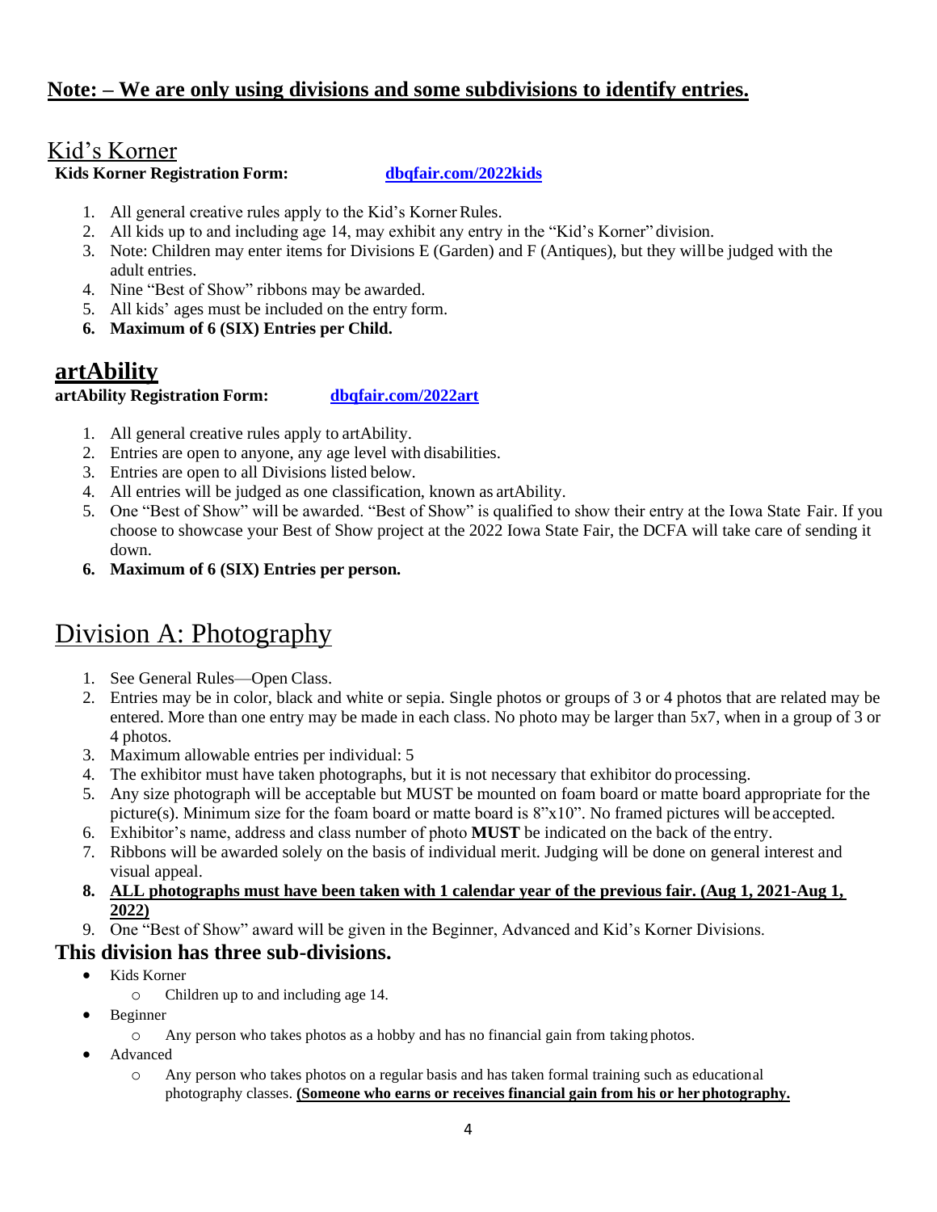**Note: – We are only using divisions and some subdivisions to identify entries.**

## Kid's Korner

**Kids Korner Registration Form:** **dbqfair.com/2022kids**

1. All general creative rules apply to the Kid's Korner Rules.
2. All kids up to and including age 14, may exhibit any entry in the "Kid's Korner" division.
3. Note: Children may enter items for Divisions E (Garden) and F (Antiques), but they will be judged with the adult entries.
4. Nine "Best of Show" ribbons may be awarded.
5. All kids' ages must be included on the entry form.
6. **Maximum of 6 (SIX) Entries per Child.**

## artAbility

**artAbility Registration Form:** **dbqfair.com/2022art**

1. All general creative rules apply to artAbility.
2. Entries are open to anyone, any age level with disabilities.
3. Entries are open to all Divisions listed below.
4. All entries will be judged as one classification, known as artAbility.
5. One "Best of Show" will be awarded. "Best of Show" is qualified to show their entry at the Iowa State Fair. If you choose to showcase your Best of Show project at the 2022 Iowa State Fair, the DCFA will take care of sending it down.
6. **Maximum of 6 (SIX) Entries per person.**

# Division A: Photography

1. See General Rules—Open Class.
2. Entries may be in color, black and white or sepia. Single photos or groups of 3 or 4 photos that are related may be entered. More than one entry may be made in each class. No photo may be larger than 5x7, when in a group of 3 or 4 photos.
3. Maximum allowable entries per individual: 5
4. The exhibitor must have taken photographs, but it is not necessary that exhibitor do processing.
5. Any size photograph will be acceptable but MUST be mounted on foam board or matte board appropriate for the picture(s). Minimum size for the foam board or matte board is 8"x10". No framed pictures will be accepted.
6. Exhibitor's name, address and class number of photo **MUST** be indicated on the back of the entry.
7. Ribbons will be awarded solely on the basis of individual merit. Judging will be done on general interest and visual appeal.
8. **ALL photographs must have been taken with 1 calendar year of the previous fair. (Aug 1, 2021-Aug 1, 2022)**
9. One "Best of Show" award will be given in the Beginner, Advanced and Kid's Korner Divisions.

### This division has three sub-divisions.

- Kids Korner
  - Children up to and including age 14.
- Beginner
  - Any person who takes photos as a hobby and has no financial gain from taking photos.
- Advanced
  - Any person who takes photos on a regular basis and has taken formal training such as educational photography classes. **(Someone who earns or receives financial gain from his or her photography.**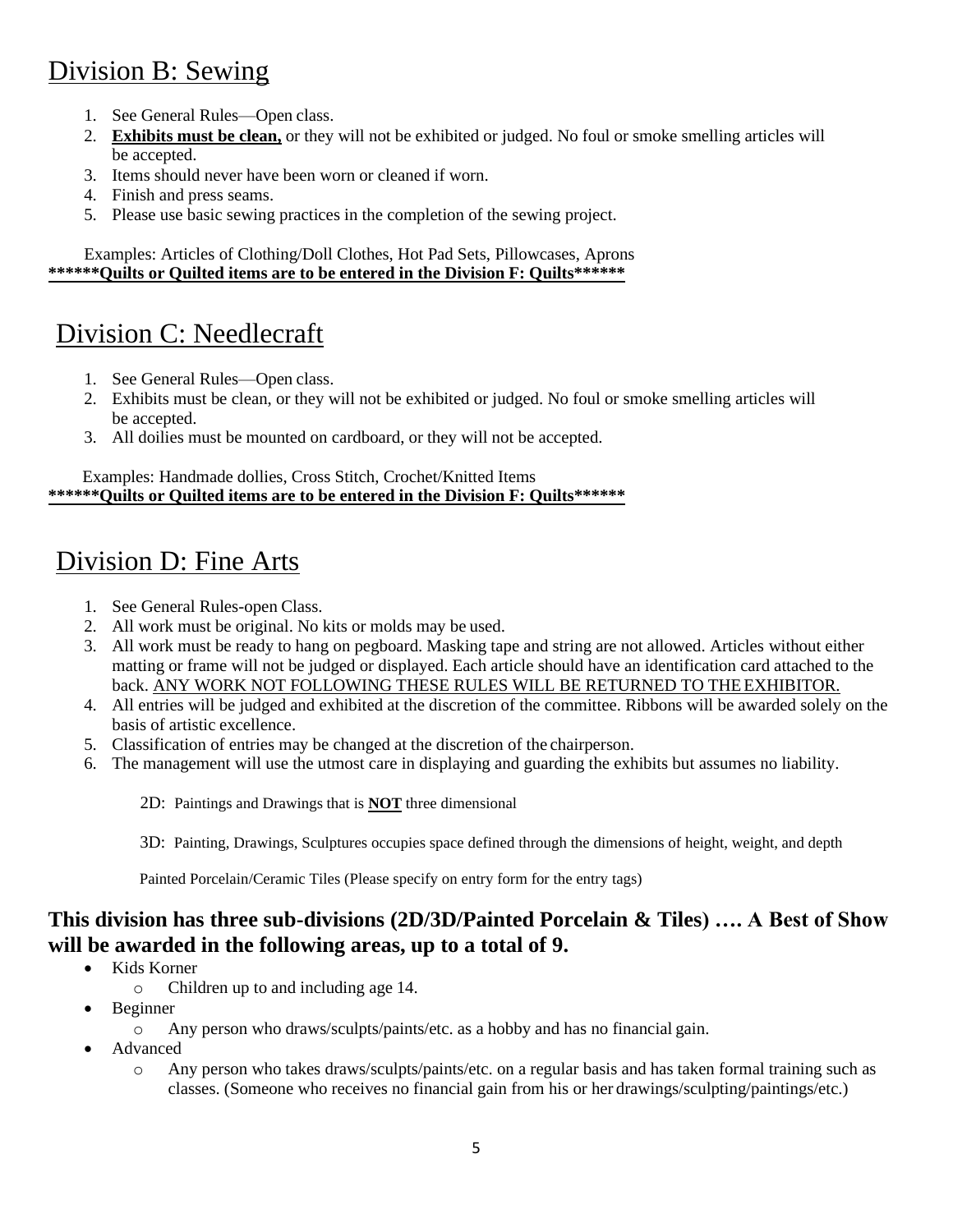# Division B: Sewing

1. See General Rules—Open class.
2. **Exhibits must be clean,** or they will not be exhibited or judged. No foul or smoke smelling articles will be accepted.
3. Items should never have been worn or cleaned if worn.
4. Finish and press seams.
5. Please use basic sewing practices in the completion of the sewing project.

Examples: Articles of Clothing/Doll Clothes, Hot Pad Sets, Pillowcases, Aprons

**\*\*\*\*\*\*Quilts or Quilted items are to be entered in the Division F: Quilts\*\*\*\*\*\***

# Division C: Needlecraft

1. See General Rules—Open class.
2. Exhibits must be clean, or they will not be exhibited or judged. No foul or smoke smelling articles will be accepted.
3. All doilies must be mounted on cardboard, or they will not be accepted.

Examples: Handmade dollies, Cross Stitch, Crochet/Knitted Items

**\*\*\*\*\*\*Quilts or Quilted items are to be entered in the Division F: Quilts\*\*\*\*\*\***

# Division D: Fine Arts

1. See General Rules-open Class.
2. All work must be original. No kits or molds may be used.
3. All work must be ready to hang on pegboard. Masking tape and string are not allowed. Articles without either matting or frame will not be judged or displayed. Each article should have an identification card attached to the back. ANY WORK NOT FOLLOWING THESE RULES WILL BE RETURNED TO THE EXHIBITOR.
4. All entries will be judged and exhibited at the discretion of the committee. Ribbons will be awarded solely on the basis of artistic excellence.
5. Classification of entries may be changed at the discretion of the chairperson.
6. The management will use the utmost care in displaying and guarding the exhibits but assumes no liability.

2D: Paintings and Drawings that is **NOT** three dimensional

3D: Painting, Drawings, Sculptures occupies space defined through the dimensions of height, weight, and depth

Painted Porcelain/Ceramic Tiles (Please specify on entry form for the entry tags)

### This division has three sub-divisions (2D/3D/Painted Porcelain & Tiles) …. A Best of Show will be awarded in the following areas, up to a total of 9.

- Kids Korner
  - Children up to and including age 14.
- Beginner
  - Any person who draws/sculpts/paints/etc. as a hobby and has no financial gain.
- Advanced
  - Any person who takes draws/sculpts/paints/etc. on a regular basis and has taken formal training such as classes. (Someone who receives no financial gain from his or her drawings/sculpting/paintings/etc.)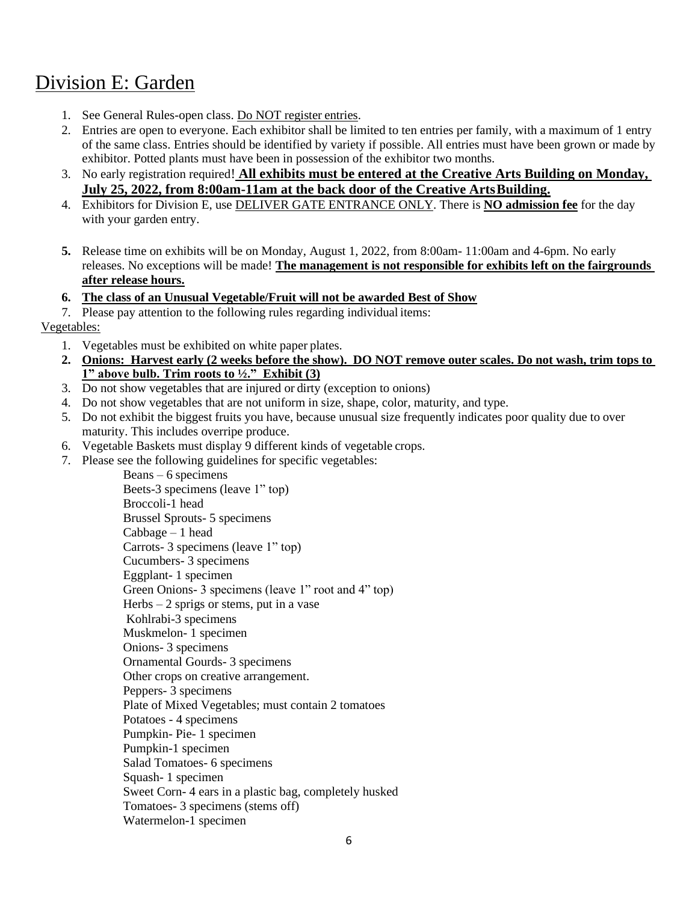# Division E: Garden

1. See General Rules-open class. Do NOT register entries.
2. Entries are open to everyone. Each exhibitor shall be limited to ten entries per family, with a maximum of 1 entry of the same class. Entries should be identified by variety if possible. All entries must have been grown or made by exhibitor. Potted plants must have been in possession of the exhibitor two months.
3. No early registration required! **All exhibits must be entered at the Creative Arts Building on Monday, July 25, 2022, from 8:00am-11am at the back door of the Creative Arts Building.**
4. Exhibitors for Division E, use DELIVER GATE ENTRANCE ONLY. There is **NO admission fee** for the day with your garden entry.
5. Release time on exhibits will be on Monday, August 1, 2022, from 8:00am- 11:00am and 4-6pm. No early releases. No exceptions will be made! **The management is not responsible for exhibits left on the fairgrounds after release hours.**
6. **The class of an Unusual Vegetable/Fruit will not be awarded Best of Show**
7. Please pay attention to the following rules regarding individual items:

Vegetables:

1. Vegetables must be exhibited on white paper plates.
2. **Onions: Harvest early (2 weeks before the show). DO NOT remove outer scales. Do not wash, trim tops to 1" above bulb. Trim roots to ½." Exhibit (3)**
3. Do not show vegetables that are injured or dirty (exception to onions)
4. Do not show vegetables that are not uniform in size, shape, color, maturity, and type.
5. Do not exhibit the biggest fruits you have, because unusual size frequently indicates poor quality due to over maturity. This includes overripe produce.
6. Vegetable Baskets must display 9 different kinds of vegetable crops.
7. Please see the following guidelines for specific vegetables:

    Beans – 6 specimens
    Beets-3 specimens (leave 1" top)
    Broccoli-1 head
    Brussel Sprouts- 5 specimens
    Cabbage – 1 head
    Carrots- 3 specimens (leave 1" top)
    Cucumbers- 3 specimens
    Eggplant- 1 specimen
    Green Onions- 3 specimens (leave 1" root and 4" top)
    Herbs – 2 sprigs or stems, put in a vase
    Kohlrabi-3 specimens
    Muskmelon- 1 specimen
    Onions- 3 specimens
    Ornamental Gourds- 3 specimens
    Other crops on creative arrangement.
    Peppers- 3 specimens
    Plate of Mixed Vegetables; must contain 2 tomatoes
    Potatoes - 4 specimens
    Pumpkin- Pie- 1 specimen
    Pumpkin-1 specimen
    Salad Tomatoes- 6 specimens
    Squash- 1 specimen
    Sweet Corn- 4 ears in a plastic bag, completely husked
    Tomatoes- 3 specimens (stems off)
    Watermelon-1 specimen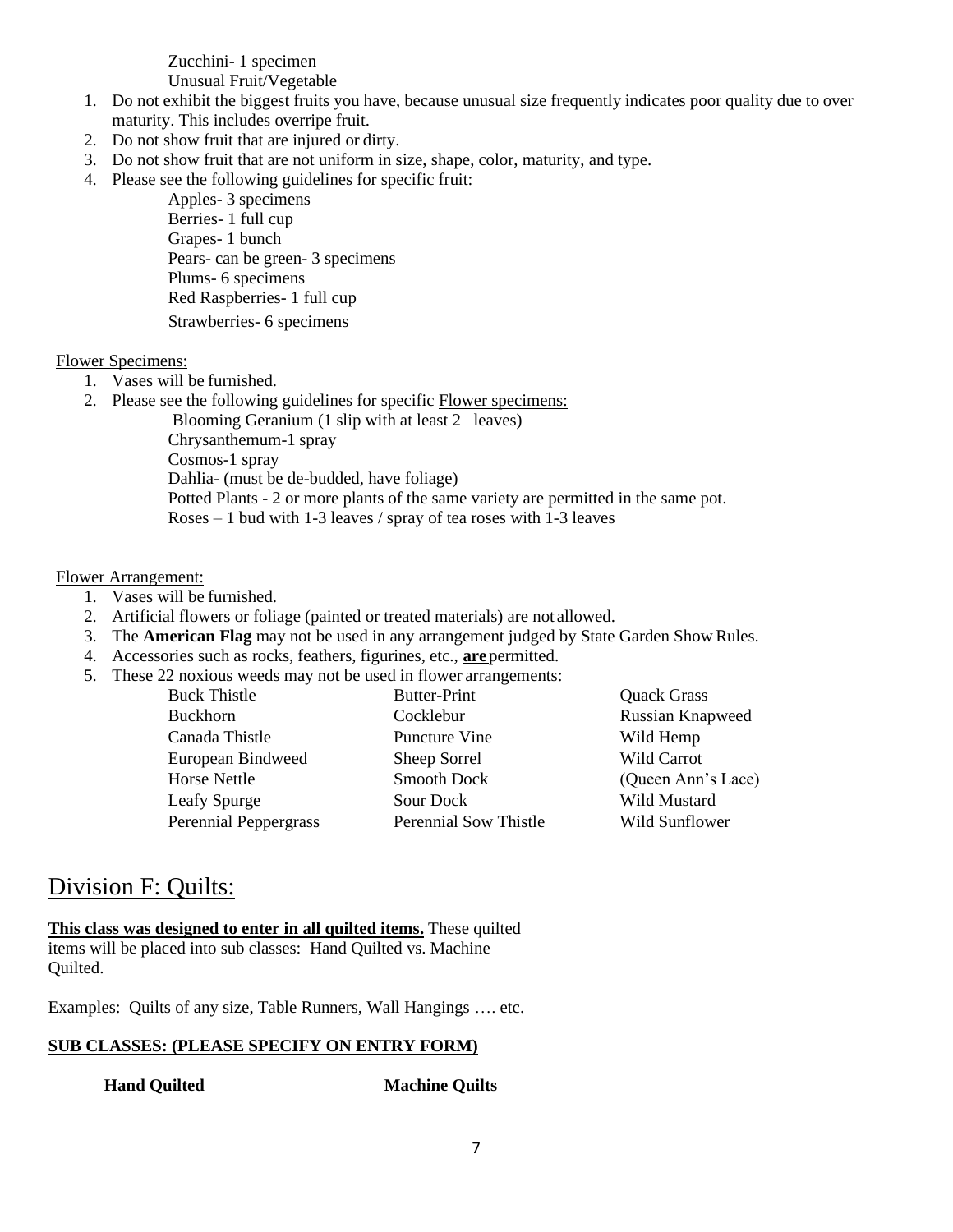Zucchini- 1 specimen
Unusual Fruit/Vegetable

1. Do not exhibit the biggest fruits you have, because unusual size frequently indicates poor quality due to over maturity. This includes overripe fruit.
2. Do not show fruit that are injured or dirty.
3. Do not show fruit that are not uniform in size, shape, color, maturity, and type.
4. Please see the following guidelines for specific fruit:
   - Apples- 3 specimens
   - Berries- 1 full cup
   - Grapes- 1 bunch
   - Pears- can be green- 3 specimens
   - Plums- 6 specimens
   - Red Raspberries- 1 full cup
   - Strawberries- 6 specimens

<u>Flower Specimens:</u>

1. Vases will be furnished.
2. Please see the following guidelines for specific <u>Flower specimens:</u>
   - Blooming Geranium (1 slip with at least 2 leaves)
   - Chrysanthemum-1 spray
   - Cosmos-1 spray
   - Dahlia- (must be de-budded, have foliage)
   - Potted Plants - 2 or more plants of the same variety are permitted in the same pot.
   - Roses – 1 bud with 1-3 leaves / spray of tea roses with 1-3 leaves

<u>Flower Arrangement:</u>

1. Vases will be furnished.
2. Artificial flowers or foliage (painted or treated materials) are not allowed.
3. The **American Flag** may not be used in any arrangement judged by State Garden Show Rules.
4. Accessories such as rocks, feathers, figurines, etc., <u>**are**</u> permitted.
5. These 22 noxious weeds may not be used in flower arrangements:

| | | |
|---|---|---|
| Buck Thistle | Butter-Print | Quack Grass |
| Buckhorn | Cocklebur | Russian Knapweed |
| Canada Thistle | Puncture Vine | Wild Hemp |
| European Bindweed | Sheep Sorrel | Wild Carrot |
| Horse Nettle | Smooth Dock | (Queen Ann's Lace) |
| Leafy Spurge | Sour Dock | Wild Mustard |
| Perennial Peppergrass | Perennial Sow Thistle | Wild Sunflower |

# Division F: Quilts:

<u>**This class was designed to enter in all quilted items.**</u> These quilted items will be placed into sub classes: Hand Quilted vs. Machine Quilted.

Examples: Quilts of any size, Table Runners, Wall Hangings …. etc.

<u>**SUB CLASSES: (PLEASE SPECIFY ON ENTRY FORM)**</u>

**Hand Quilted** **Machine Quilts**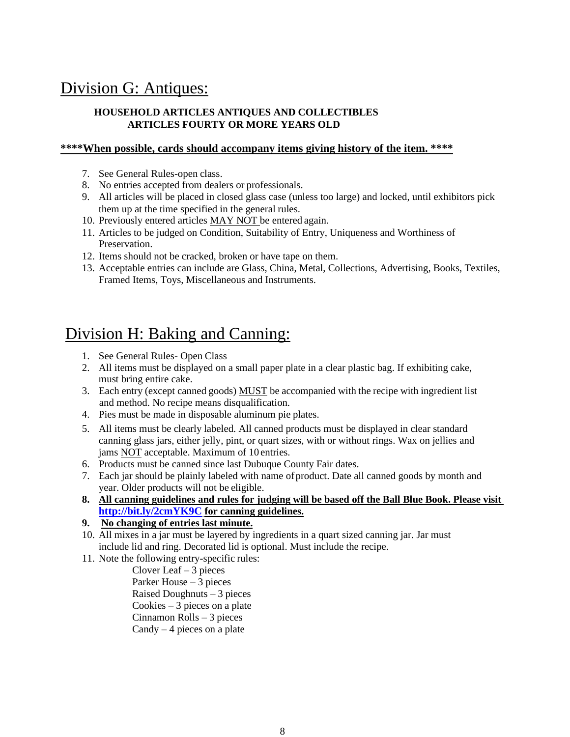## Division G: Antiques:

**HOUSEHOLD ARTICLES ANTIQUES AND COLLECTIBLES**
**ARTICLES FOURTY OR MORE YEARS OLD**

**\*\*\*\*When possible, cards should accompany items giving history of the item. \*\*\*\***

7. See General Rules-open class.
8. No entries accepted from dealers or professionals.
9. All articles will be placed in closed glass case (unless too large) and locked, until exhibitors pick them up at the time specified in the general rules.
10. Previously entered articles MAY NOT be entered again.
11. Articles to be judged on Condition, Suitability of Entry, Uniqueness and Worthiness of Preservation.
12. Items should not be cracked, broken or have tape on them.
13. Acceptable entries can include are Glass, China, Metal, Collections, Advertising, Books, Textiles, Framed Items, Toys, Miscellaneous and Instruments.

## Division H: Baking and Canning:

1. See General Rules- Open Class
2. All items must be displayed on a small paper plate in a clear plastic bag. If exhibiting cake, must bring entire cake.
3. Each entry (except canned goods) MUST be accompanied with the recipe with ingredient list and method. No recipe means disqualification.
4. Pies must be made in disposable aluminum pie plates.
5. All items must be clearly labeled. All canned products must be displayed in clear standard canning glass jars, either jelly, pint, or quart sizes, with or without rings. Wax on jellies and jams NOT acceptable. Maximum of 10 entries.
6. Products must be canned since last Dubuque County Fair dates.
7. Each jar should be plainly labeled with name of product. Date all canned goods by month and year. Older products will not be eligible.
8. **All canning guidelines and rules for judging will be based off the Ball Blue Book. Please visit http://bit.ly/2cmYK9C for canning guidelines.**
9. **No changing of entries last minute.**
10. All mixes in a jar must be layered by ingredients in a quart sized canning jar. Jar must include lid and ring. Decorated lid is optional. Must include the recipe.
11. Note the following entry-specific rules:
    - Clover Leaf – 3 pieces
    - Parker House – 3 pieces
    - Raised Doughnuts – 3 pieces
    - Cookies – 3 pieces on a plate
    - Cinnamon Rolls – 3 pieces
    - Candy – 4 pieces on a plate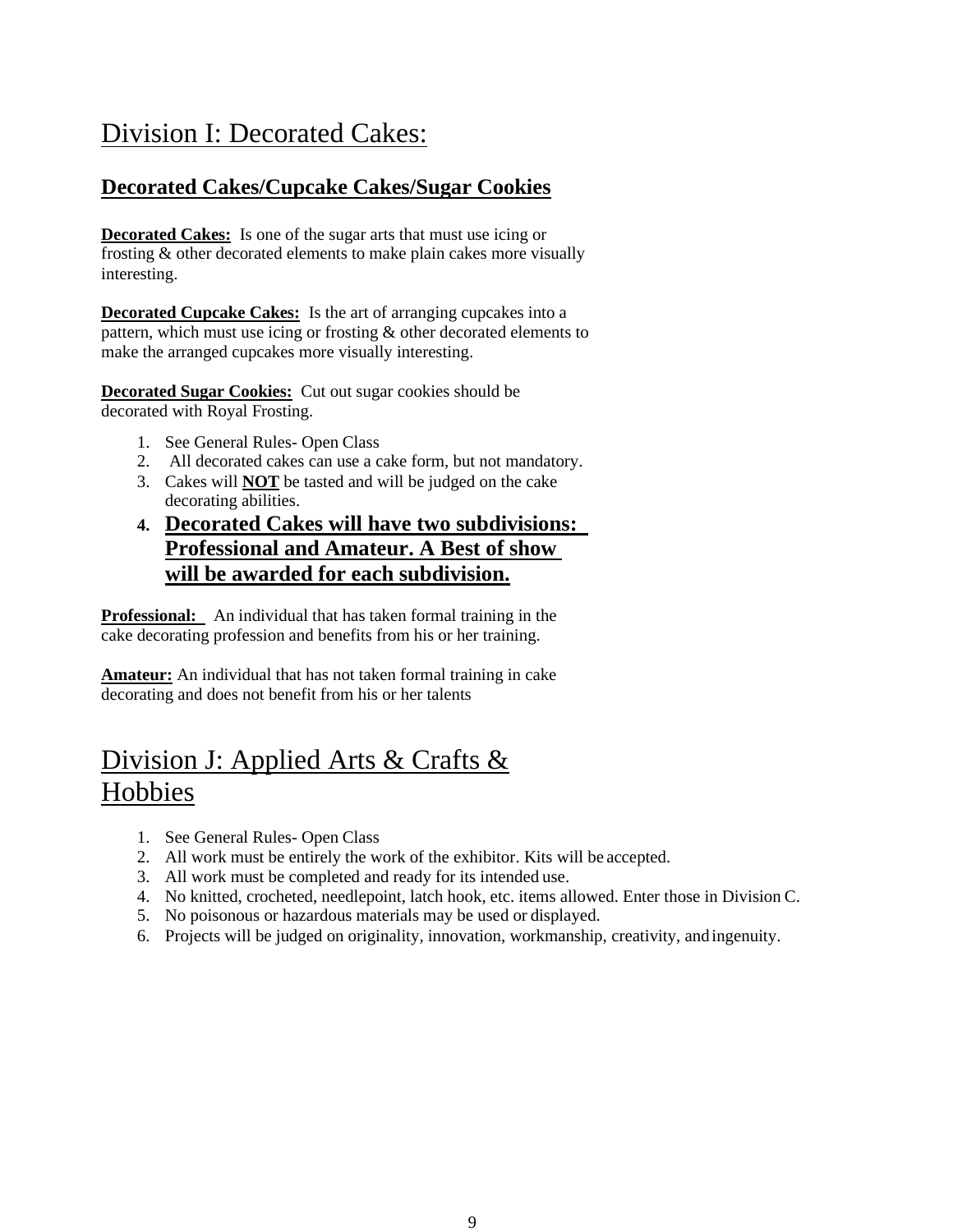# Division I: Decorated Cakes:

## Decorated Cakes/Cupcake Cakes/Sugar Cookies

**Decorated Cakes:** Is one of the sugar arts that must use icing or frosting & other decorated elements to make plain cakes more visually interesting.

**Decorated Cupcake Cakes:** Is the art of arranging cupcakes into a pattern, which must use icing or frosting & other decorated elements to make the arranged cupcakes more visually interesting.

**Decorated Sugar Cookies:** Cut out sugar cookies should be decorated with Royal Frosting.

1. See General Rules- Open Class
2. All decorated cakes can use a cake form, but not mandatory.
3. Cakes will **NOT** be tasted and will be judged on the cake decorating abilities.
4. **Decorated Cakes will have two subdivisions: Professional and Amateur. A Best of show will be awarded for each subdivision.**

**Professional:** An individual that has taken formal training in the cake decorating profession and benefits from his or her training.

**Amateur:** An individual that has not taken formal training in cake decorating and does not benefit from his or her talents

# Division J: Applied Arts & Crafts & Hobbies

1. See General Rules- Open Class
2. All work must be entirely the work of the exhibitor. Kits will be accepted.
3. All work must be completed and ready for its intended use.
4. No knitted, crocheted, needlepoint, latch hook, etc. items allowed. Enter those in Division C.
5. No poisonous or hazardous materials may be used or displayed.
6. Projects will be judged on originality, innovation, workmanship, creativity, and ingenuity.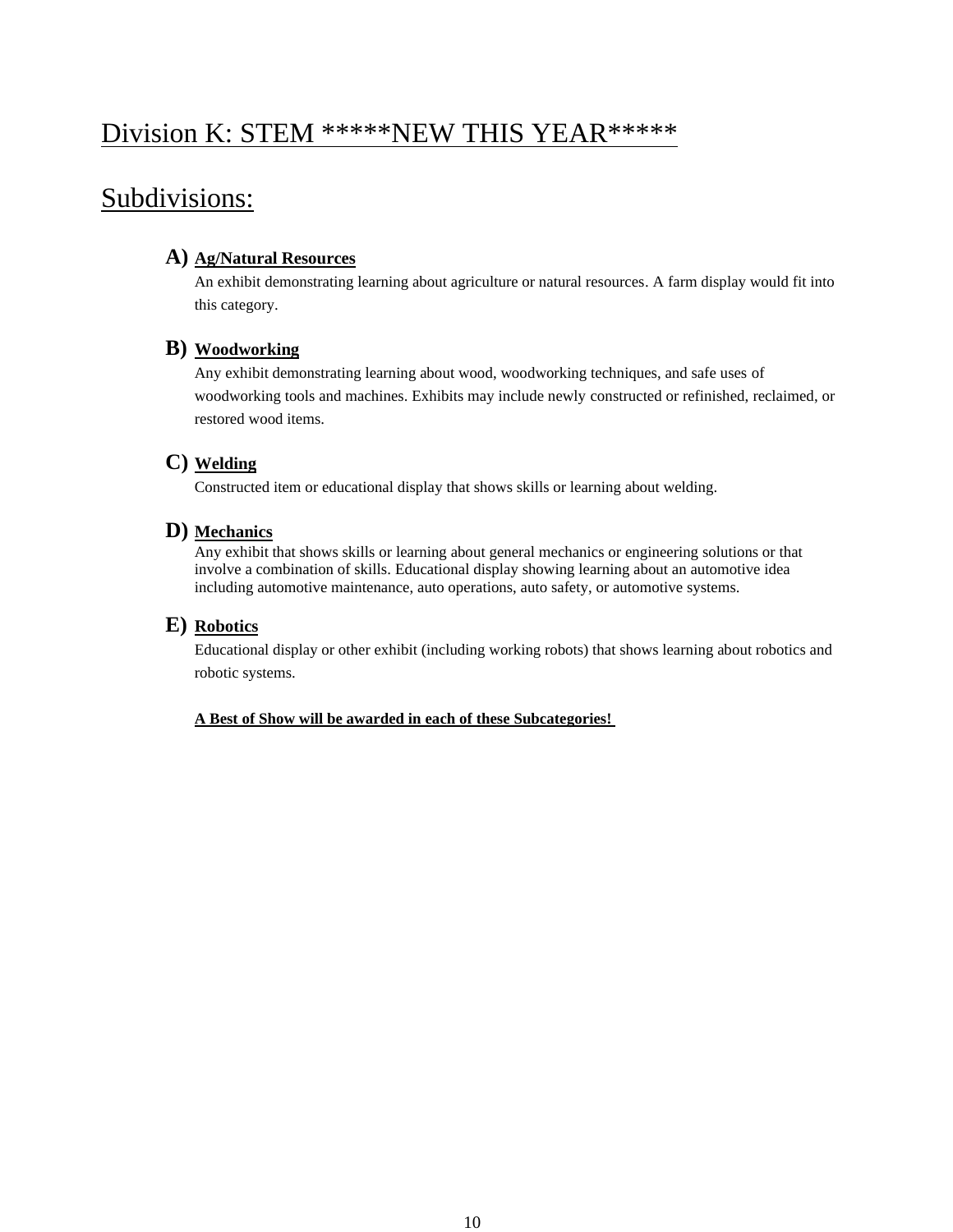# Division K: STEM *****NEW THIS YEAR*****

## Subdivisions:

**A) Ag/Natural Resources**

An exhibit demonstrating learning about agriculture or natural resources. A farm display would fit into this category.

**B) Woodworking**

Any exhibit demonstrating learning about wood, woodworking techniques, and safe uses of woodworking tools and machines. Exhibits may include newly constructed or refinished, reclaimed, or restored wood items.

**C) Welding**

Constructed item or educational display that shows skills or learning about welding.

**D) Mechanics**

Any exhibit that shows skills or learning about general mechanics or engineering solutions or that involve a combination of skills. Educational display showing learning about an automotive idea including automotive maintenance, auto operations, auto safety, or automotive systems.

**E) Robotics**

Educational display or other exhibit (including working robots) that shows learning about robotics and robotic systems.

**A Best of Show will be awarded in each of these Subcategories!**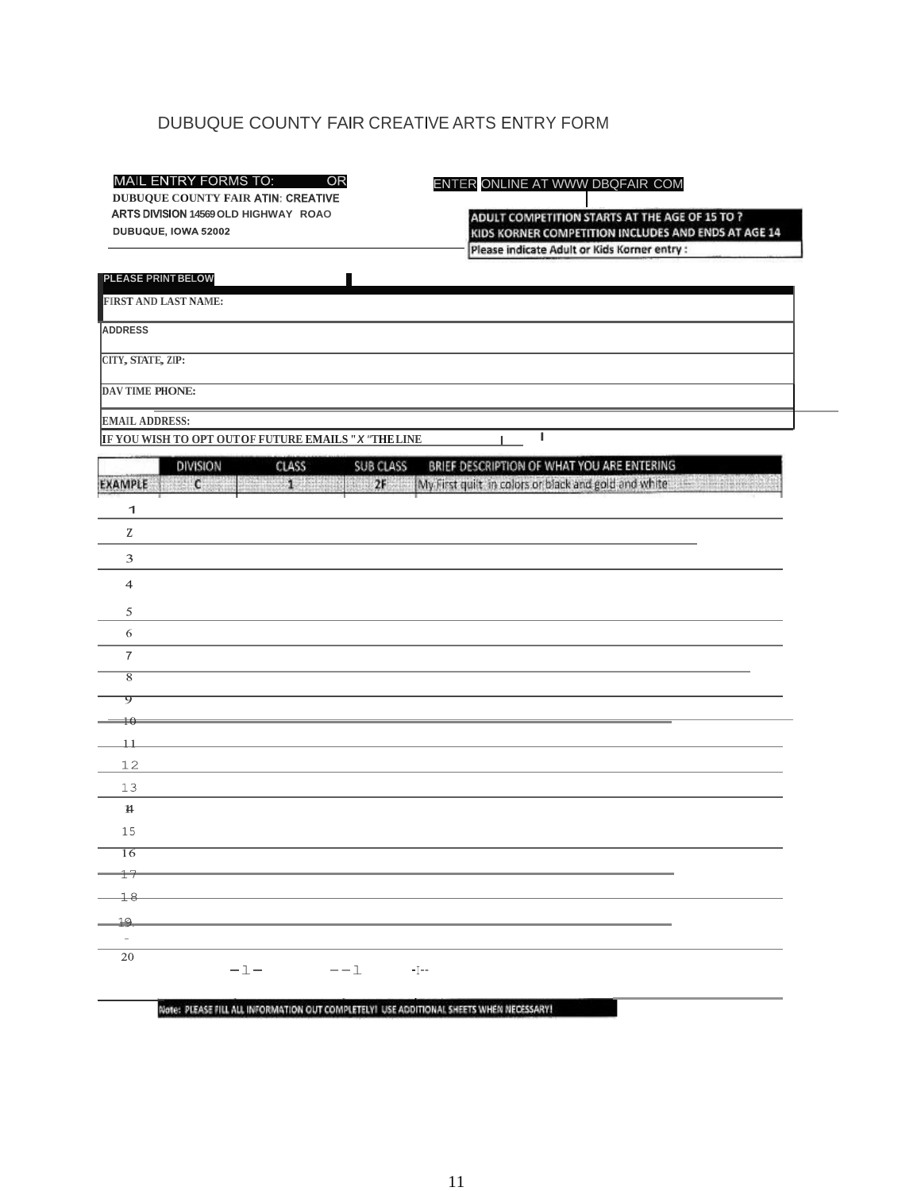# DUBUQUE COUNTY FAIR CREATIVE ARTS ENTRY FORM

MAIL ENTRY FORMS TO: OR

DUBUQUE COUNTY FAIR ATIN: CREATIVE ARTS DIVISION 14569 OLD HIGHWAY ROAO
DUBUQUE, IOWA 52002

ENTER ONLINE AT WWW DBQFAIR COM

**ADULT COMPETITION STARTS AT THE AGE OF 15 TO ?**
**KIDS KORNER COMPETITION INCLUDES AND ENDS AT AGE 14**

Please indicate Adult or Kids Korner entry :

**PLEASE PRINT BELOW**

FIRST AND LAST NAME:

ADDRESS

CITY, STATE, ZIP:

DAV TIME PHONE:

EMAIL ADDRESS:

IF YOU WISH TO OPT OUT OF FUTURE EMAILS "X "THE LINE

| | DIVISION | CLASS | SUB CLASS | BRIEF DESCRIPTION OF WHAT YOU ARE ENTERING |
|---|---|---|---|---|
| EXAMPLE | C | 1 | 2F | My First quilt in colors or black and gold and white |
| 1 | | | | |
| 2 | | | | |
| 3 | | | | |
| 4 | | | | |
| 5 | | | | |
| 6 | | | | |
| 7 | | | | |
| 8 | | | | |
| 9 | | | | |
| 10 | | | | |
| 11 | | | | |
| 12 | | | | |
| 13 | | | | |
| 14 | | | | |
| 15 | | | | |
| 16 | | | | |
| 17 | | | | |
| 18 | | | | |
| 19 | | | | |
| 20 | | | | |

Note: PLEASE FILL ALL INFORMATION OUT COMPLETELY! USE ADDITIONAL SHEETS WHEN NECESSARY!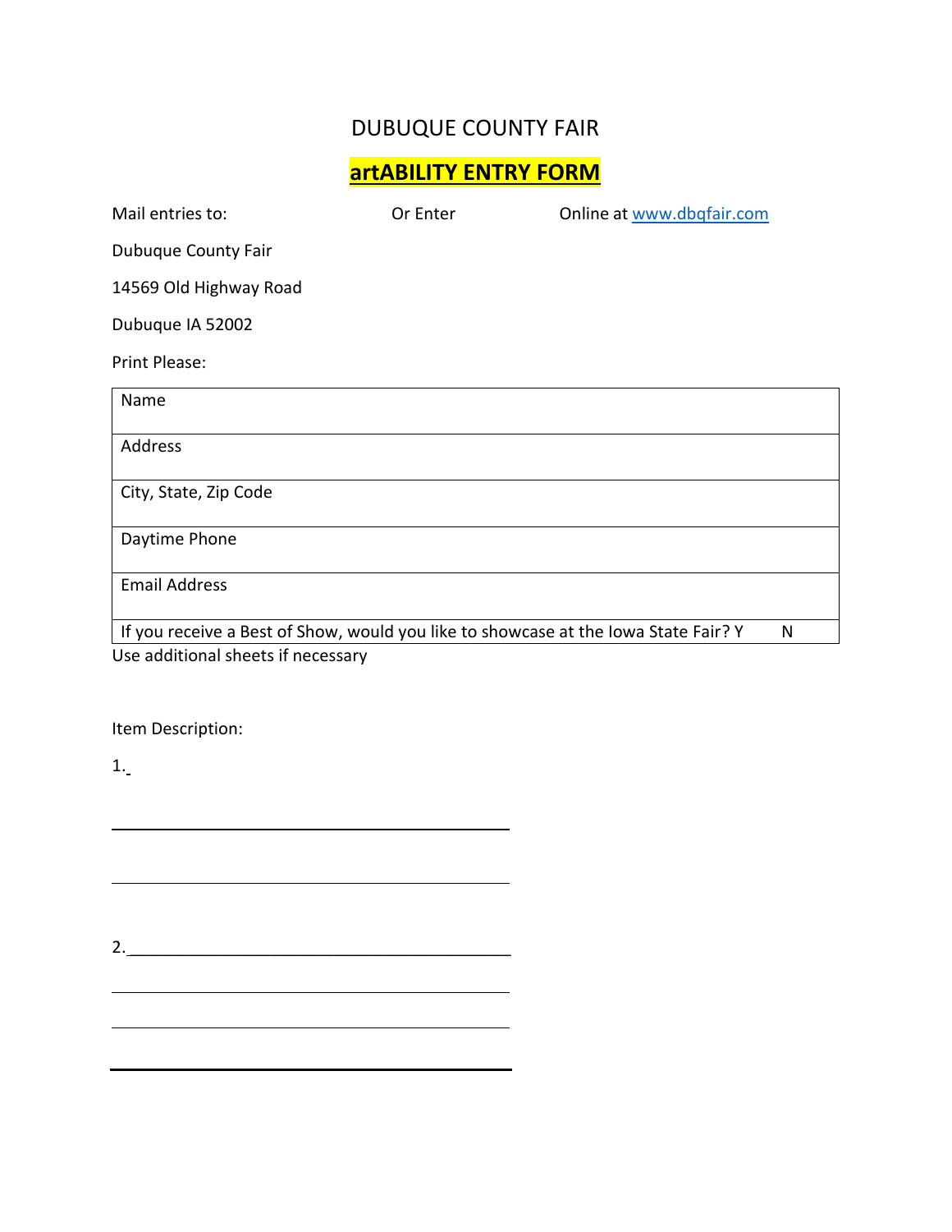# DUBUQUE COUNTY FAIR

## **artABILITY ENTRY FORM**

Mail entries to: Or Enter Online at [www.dbqfair.com](http://www.dbqfair.com)

Dubuque County Fair

14569 Old Highway Road

Dubuque IA 52002

Print Please:

| Name |
|---|
| Address |
| City, State, Zip Code |
| Daytime Phone |
| Email Address |
| If you receive a Best of Show, would you like to showcase at the Iowa State Fair? Y N |

Use additional sheets if necessary

Item Description:

1. 

_______________________________________________

_______________________________________________

2. _____________________________________________

_______________________________________________

_______________________________________________

_______________________________________________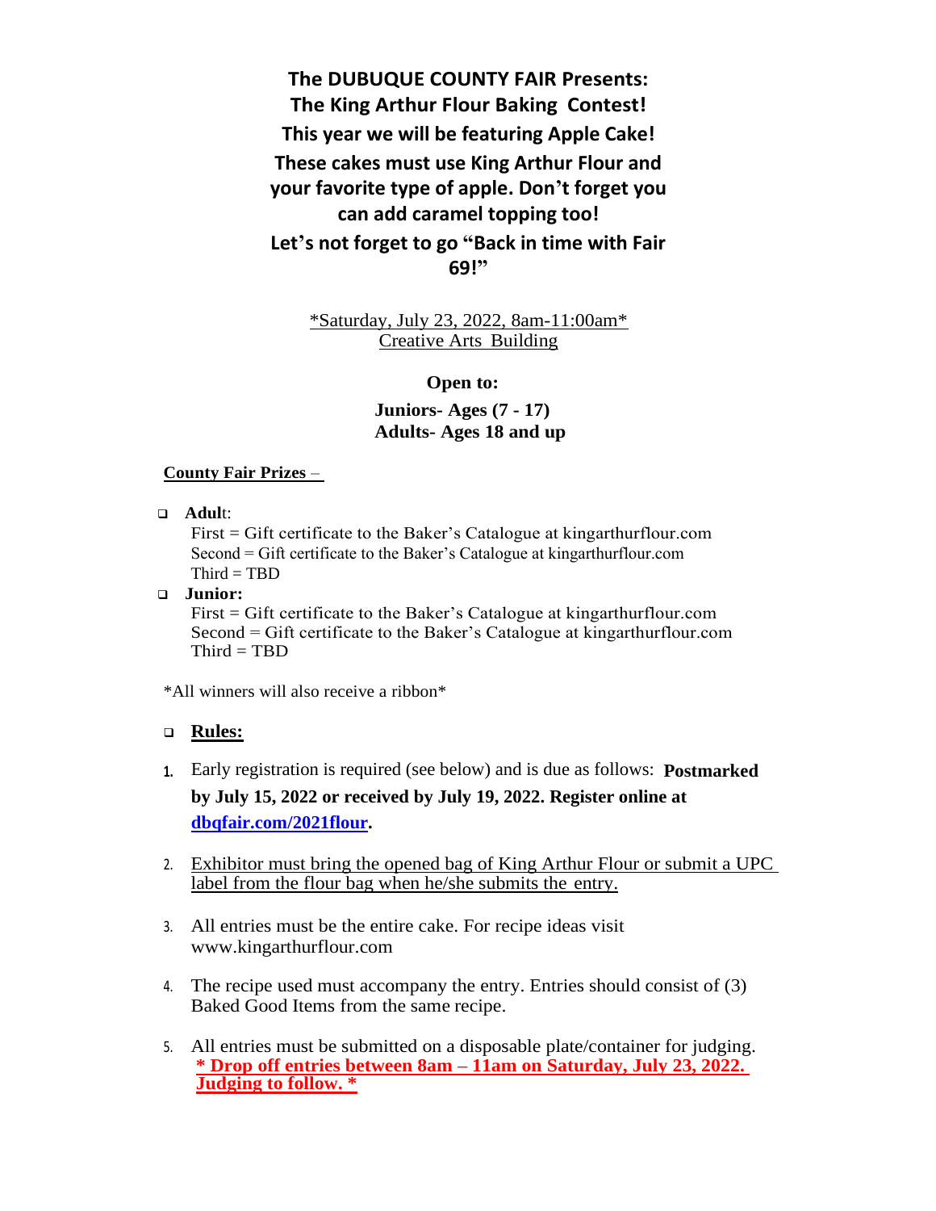**The DUBUQUE COUNTY FAIR Presents:**
**The King Arthur Flour Baking Contest!**
**This year we will be featuring Apple Cake!**
**These cakes must use King Arthur Flour and your favorite type of apple. Don't forget you can add caramel topping too!**
**Let's not forget to go "Back in time with Fair 69!"**

*Saturday, July 23, 2022, 8am-11:00am*
Creative Arts Building

**Open to:**

**Juniors- Ages (7 - 17)**
**Adults- Ages 18 and up**

**County Fair Prizes –**

- **Adult**:
  First = Gift certificate to the Baker's Catalogue at kingarthurflour.com
  Second = Gift certificate to the Baker's Catalogue at kingarthurflour.com
  Third = TBD
- **Junior:**
  First = Gift certificate to the Baker's Catalogue at kingarthurflour.com
  Second = Gift certificate to the Baker's Catalogue at kingarthurflour.com
  Third = TBD

*All winners will also receive a ribbon*

- **Rules:**

1. Early registration is required (see below) and is due as follows: **Postmarked by July 15, 2022 or received by July 19, 2022. Register online at [dbqfair.com/2021flour](dbqfair.com/2021flour).**
2. Exhibitor must bring the opened bag of King Arthur Flour or submit a UPC label from the flour bag when he/she submits the entry.
3. All entries must be the entire cake. For recipe ideas visit www.kingarthurflour.com
4. The recipe used must accompany the entry. Entries should consist of (3) Baked Good Items from the same recipe.
5. All entries must be submitted on a disposable plate/container for judging.
   **\* Drop off entries between 8am – 11am on Saturday, July 23, 2022. Judging to follow. \***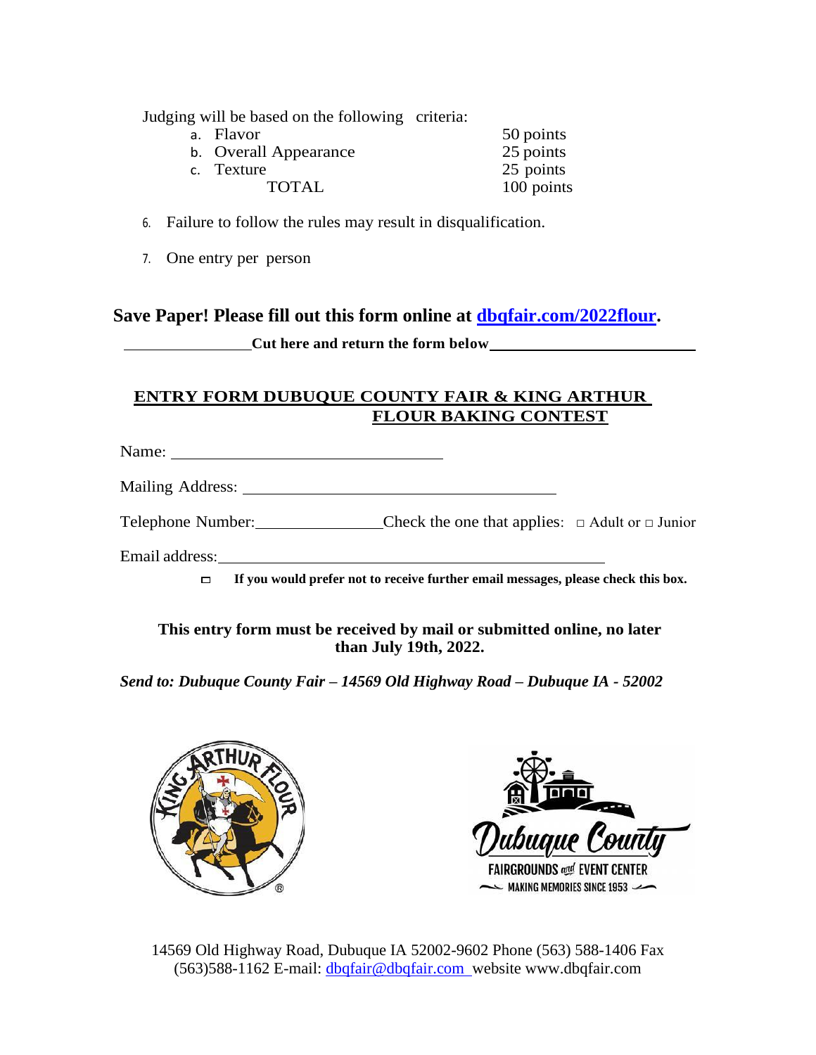Judging will be based on the following criteria:

| | |
|---|---|
| a. Flavor | 50 points |
| b. Overall Appearance | 25 points |
| c. Texture | 25 points |
| TOTAL | 100 points |

6. Failure to follow the rules may result in disqualification.

7. One entry per person

**Save Paper! Please fill out this form online at [dbqfair.com/2022flour](dbqfair.com/2022flour).**

**Cut here and return the form below**

## ENTRY FORM DUBUQUE COUNTY FAIR & KING ARTHUR FLOUR BAKING CONTEST

Name: ______________________________

Mailing Address: ______________________________

Telephone Number: ______________ Check the one that applies: □ Adult or □ Junior

Email address: ______________________________

□ **If you would prefer not to receive further email messages, please check this box.**

**This entry form must be received by mail or submitted online, no later than July 19th, 2022.**

***Send to: Dubuque County Fair – 14569 Old Highway Road – Dubuque IA - 52002***

14569 Old Highway Road, Dubuque IA 52002-9602 Phone (563) 588-1406 Fax (563)588-1162 E-mail: dbqfair@dbqfair.com website www.dbqfair.com